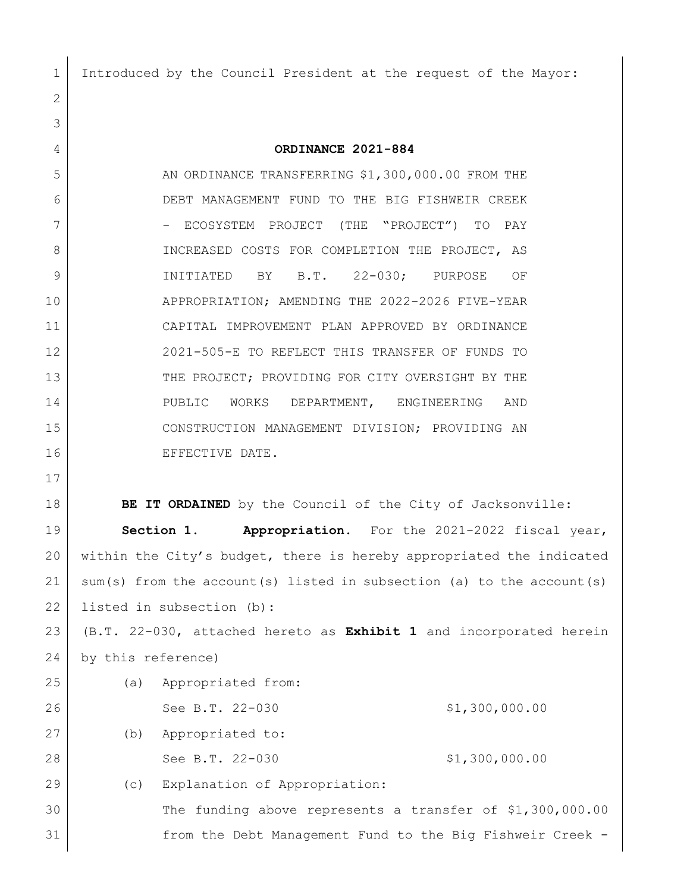Introduced by the Council President at the request of the Mayor:

**ORDINANCE 2021-884**

AN ORDINANCE TRANSFERRING $1,300,000.00 FROM THE DEBT MANAGEMENT FUND TO THE BIG FISHWEIR CREEK - ECOSYSTEM PROJECT (THE "PROJECT") TO PAY INCREASED COSTS FOR COMPLETION THE PROJECT, AS INITIATED BY B.T. 22-030; PURPOSE OF APPROPRIATION; AMENDING THE 2022-2026 FIVE-YEAR CAPITAL IMPROVEMENT PLAN APPROVED BY ORDINANCE 2021-505-E TO REFLECT THIS TRANSFER OF FUNDS TO THE PROJECT; PROVIDING FOR CITY OVERSIGHT BY THE PUBLIC WORKS DEPARTMENT, ENGINEERING AND CONSTRUCTION MANAGEMENT DIVISION; PROVIDING AN EFFECTIVE DATE.

**BE IT ORDAINED** by the Council of the City of Jacksonville:

**Section 1. Appropriation.** For the 2021-2022 fiscal year, within the City's budget, there is hereby appropriated the indicated sum(s) from the account(s) listed in subsection (a) to the account(s) listed in subsection (b):

(B.T. 22-030, attached hereto as **Exhibit 1** and incorporated herein by this reference)

(a) Appropriated from:

See B.T. 22-030 $1,300,000.00

(b) Appropriated to:

See B.T. 22-030 $1,300,000.00

(c) Explanation of Appropriation:

The funding above represents a transfer of $1,300,000.00 from the Debt Management Fund to the Big Fishweir Creek -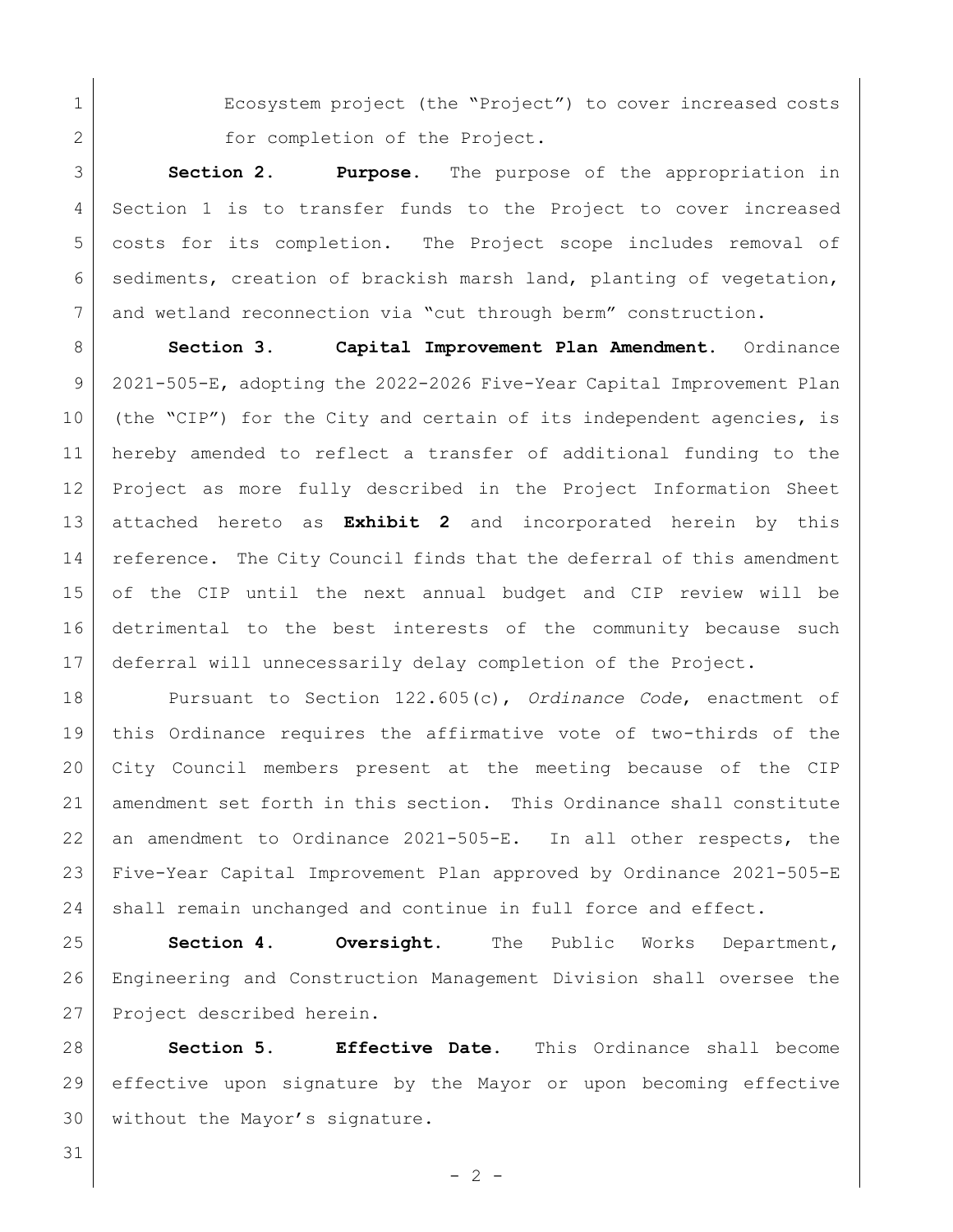Ecosystem project (the "Project") to cover increased costs for completion of the Project.

**Section 2. Purpose.** The purpose of the appropriation in Section 1 is to transfer funds to the Project to cover increased costs for its completion. The Project scope includes removal of sediments, creation of brackish marsh land, planting of vegetation, and wetland reconnection via "cut through berm" construction.

**Section 3. Capital Improvement Plan Amendment.** Ordinance 2021-505-E, adopting the 2022-2026 Five-Year Capital Improvement Plan (the "CIP") for the City and certain of its independent agencies, is hereby amended to reflect a transfer of additional funding to the Project as more fully described in the Project Information Sheet attached hereto as **Exhibit 2** and incorporated herein by this reference. The City Council finds that the deferral of this amendment of the CIP until the next annual budget and CIP review will be detrimental to the best interests of the community because such deferral will unnecessarily delay completion of the Project.

Pursuant to Section 122.605(c), *Ordinance Code*, enactment of this Ordinance requires the affirmative vote of two-thirds of the City Council members present at the meeting because of the CIP amendment set forth in this section. This Ordinance shall constitute an amendment to Ordinance 2021-505-E. In all other respects, the Five-Year Capital Improvement Plan approved by Ordinance 2021-505-E shall remain unchanged and continue in full force and effect.

**Section 4. Oversight.** The Public Works Department, Engineering and Construction Management Division shall oversee the Project described herein.

**Section 5. Effective Date.** This Ordinance shall become effective upon signature by the Mayor or upon becoming effective without the Mayor's signature.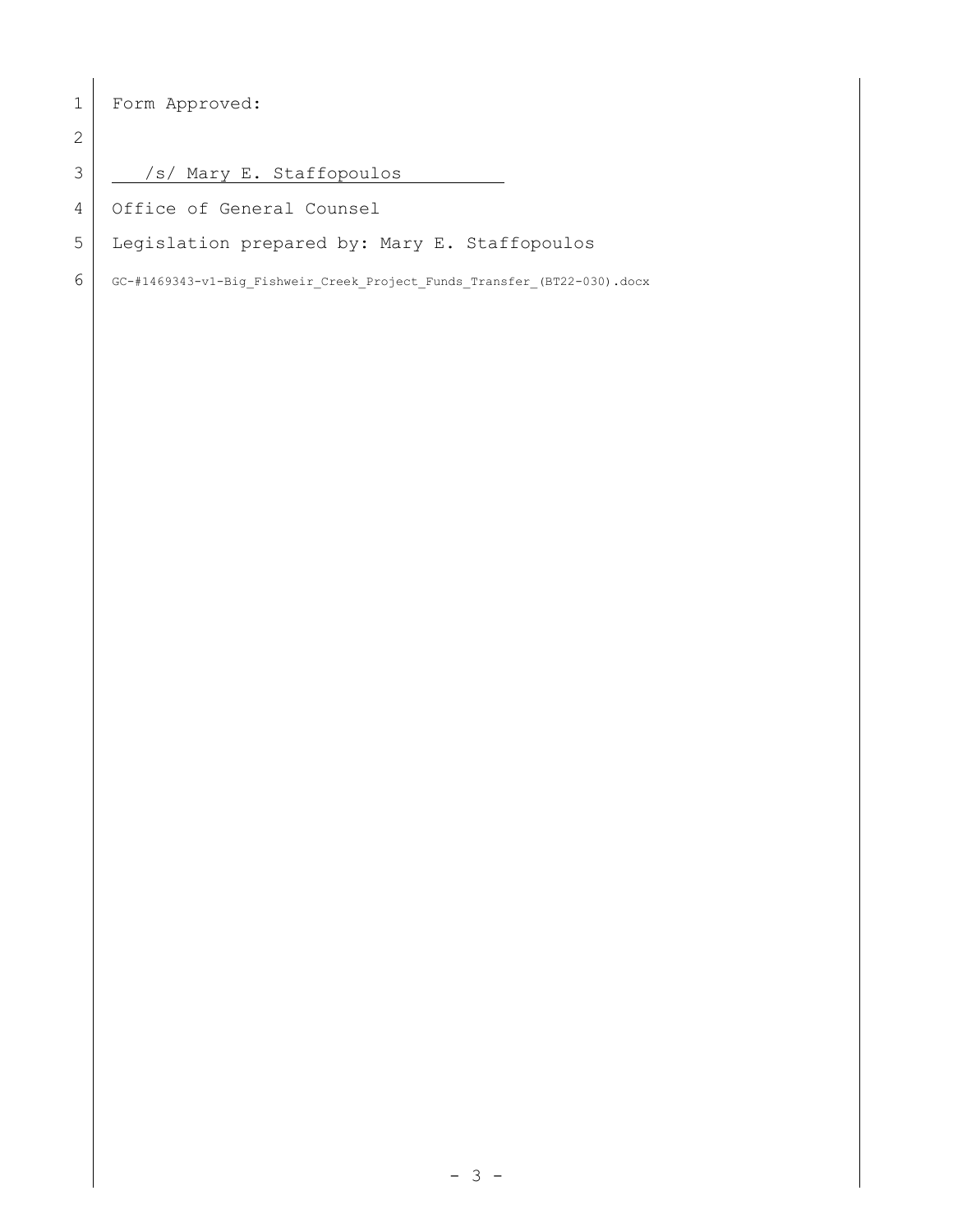Form Approved:

/s/ Mary E. Staffopoulos

Office of General Counsel

Legislation prepared by: Mary E. Staffopoulos

GC-#1469343-v1-Big_Fishweir_Creek_Project_Funds_Transfer_(BT22-030).docx